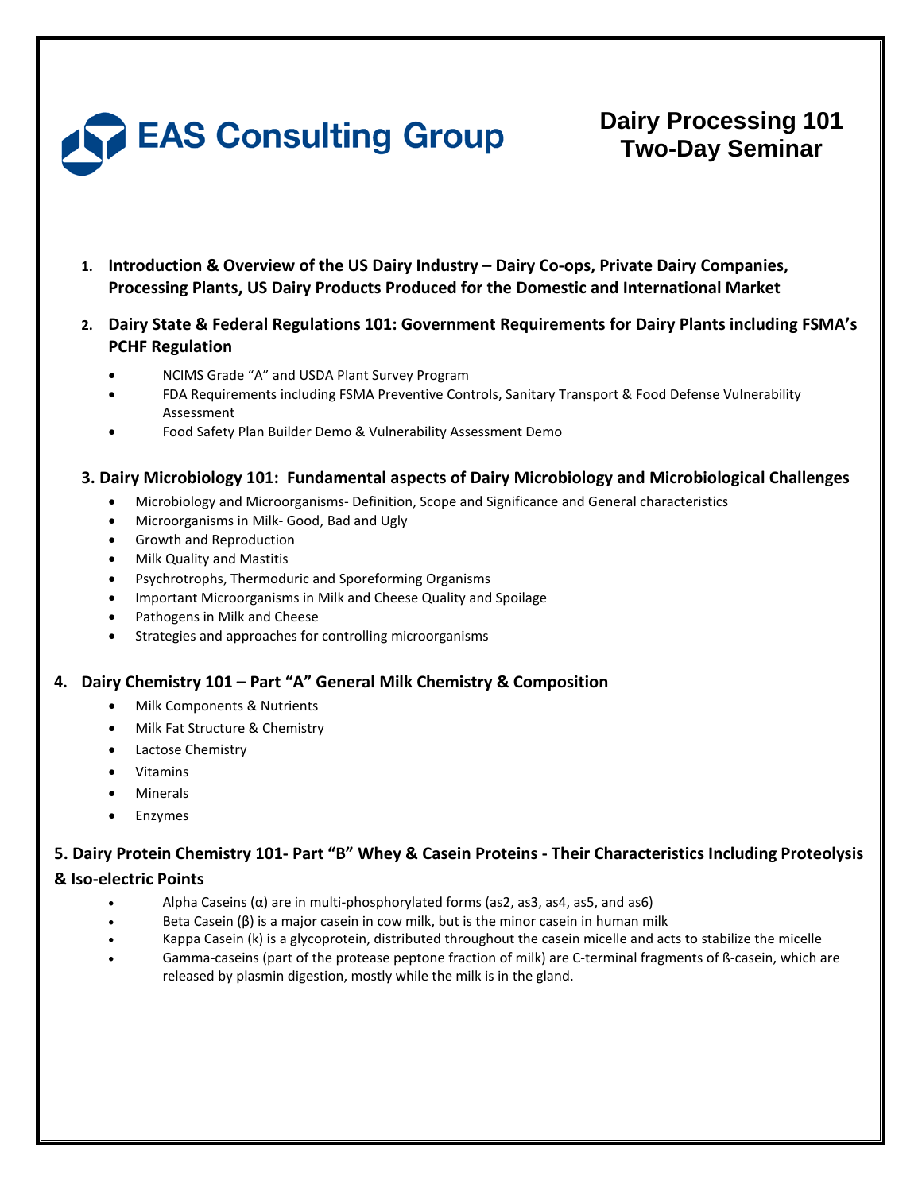# EAS Consulting Group

## Dairy Processing 101 Two-Day Seminar

1. **Introduction & Overview of the US Dairy Industry – Dairy Co-ops, Private Dairy Companies, Processing Plants, US Dairy Products Produced for the Domestic and International Market**

2. **Dairy State & Federal Regulations 101: Government Requirements for Dairy Plants including FSMA's PCHF Regulation**
   - NCIMS Grade "A" and USDA Plant Survey Program
   - FDA Requirements including FSMA Preventive Controls, Sanitary Transport & Food Defense Vulnerability Assessment
   - Food Safety Plan Builder Demo & Vulnerability Assessment Demo

3. **Dairy Microbiology 101: Fundamental aspects of Dairy Microbiology and Microbiological Challenges**
   - Microbiology and Microorganisms- Definition, Scope and Significance and General characteristics
   - Microorganisms in Milk- Good, Bad and Ugly
   - Growth and Reproduction
   - Milk Quality and Mastitis
   - Psychrotrophs, Thermoduric and Sporeforming Organisms
   - Important Microorganisms in Milk and Cheese Quality and Spoilage
   - Pathogens in Milk and Cheese
   - Strategies and approaches for controlling microorganisms

4. **Dairy Chemistry 101 – Part "A" General Milk Chemistry & Composition**
   - Milk Components & Nutrients
   - Milk Fat Structure & Chemistry
   - Lactose Chemistry
   - Vitamins
   - Minerals
   - Enzymes

5. **Dairy Protein Chemistry 101- Part "B" Whey & Casein Proteins - Their Characteristics Including Proteolysis & Iso-electric Points**
   - Alpha Caseins (α) are in multi-phosphorylated forms (as2, as3, as4, as5, and as6)
   - Beta Casein (β) is a major casein in cow milk, but is the minor casein in human milk
   - Kappa Casein (k) is a glycoprotein, distributed throughout the casein micelle and acts to stabilize the micelle
   - Gamma-caseins (part of the protease peptone fraction of milk) are C-terminal fragments of ß-casein, which are released by plasmin digestion, mostly while the milk is in the gland.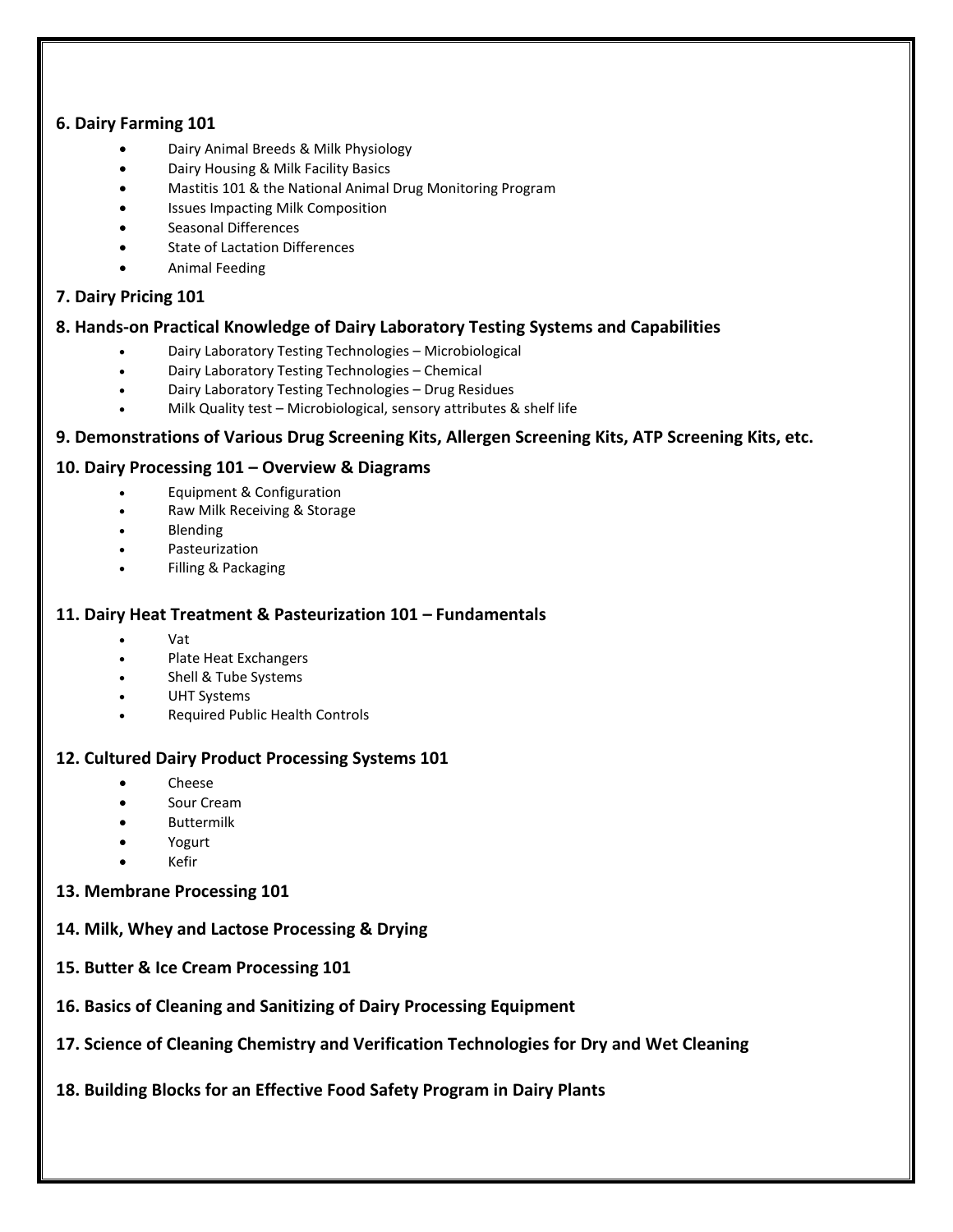### 6. Dairy Farming 101

- Dairy Animal Breeds & Milk Physiology
- Dairy Housing & Milk Facility Basics
- Mastitis 101 & the National Animal Drug Monitoring Program
- Issues Impacting Milk Composition
- Seasonal Differences
- State of Lactation Differences
- Animal Feeding

### 7. Dairy Pricing 101

### 8. Hands-on Practical Knowledge of Dairy Laboratory Testing Systems and Capabilities

- Dairy Laboratory Testing Technologies – Microbiological
- Dairy Laboratory Testing Technologies – Chemical
- Dairy Laboratory Testing Technologies – Drug Residues
- Milk Quality test – Microbiological, sensory attributes & shelf life

### 9. Demonstrations of Various Drug Screening Kits, Allergen Screening Kits, ATP Screening Kits, etc.

### 10. Dairy Processing 101 – Overview & Diagrams

- Equipment & Configuration
- Raw Milk Receiving & Storage
- Blending
- Pasteurization
- Filling & Packaging

### 11. Dairy Heat Treatment & Pasteurization 101 – Fundamentals

- Vat
- Plate Heat Exchangers
- Shell & Tube Systems
- UHT Systems
- Required Public Health Controls

### 12. Cultured Dairy Product Processing Systems 101

- Cheese
- Sour Cream
- Buttermilk
- Yogurt
- Kefir

### 13. Membrane Processing 101

### 14. Milk, Whey and Lactose Processing & Drying

### 15. Butter & Ice Cream Processing 101

### 16. Basics of Cleaning and Sanitizing of Dairy Processing Equipment

### 17. Science of Cleaning Chemistry and Verification Technologies for Dry and Wet Cleaning

### 18. Building Blocks for an Effective Food Safety Program in Dairy Plants